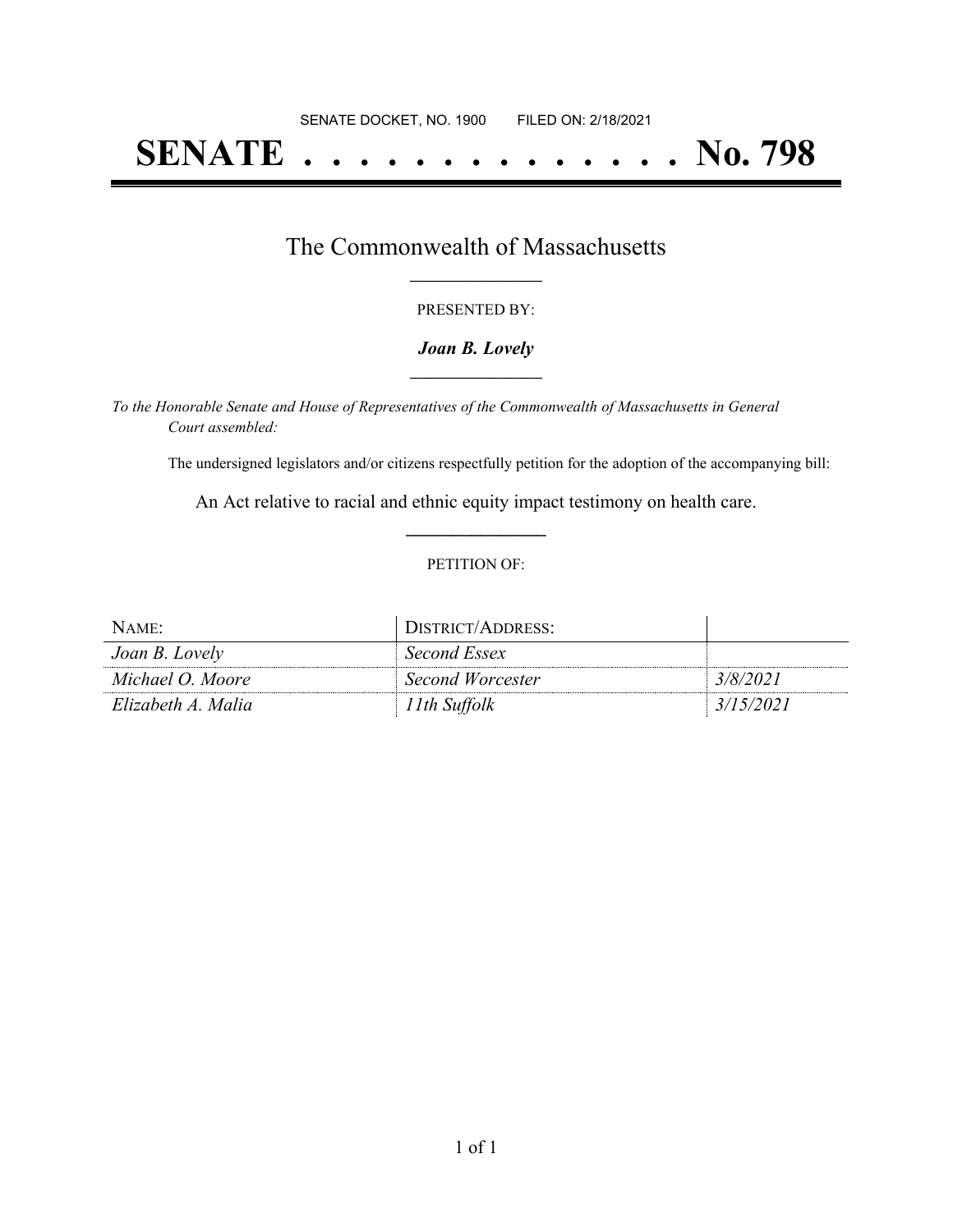SENATE DOCKET, NO. 1900        FILED ON: 2/18/2021

# SENATE . . . . . . . . . . . . . . No. 798

## The Commonwealth of Massachusetts

PRESENTED BY:

***Joan B. Lovely***

*To the Honorable Senate and House of Representatives of the Commonwealth of Massachusetts in General Court assembled:*

The undersigned legislators and/or citizens respectfully petition for the adoption of the accompanying bill:

An Act relative to racial and ethnic equity impact testimony on health care.

PETITION OF:

| NAME: | DISTRICT/ADDRESS: | |
|---|---|---|
| *Joan B. Lovely* | *Second Essex* | |
| *Michael O. Moore* | *Second Worcester* | *3/8/2021* |
| *Elizabeth A. Malia* | *11th Suffolk* | *3/15/2021* |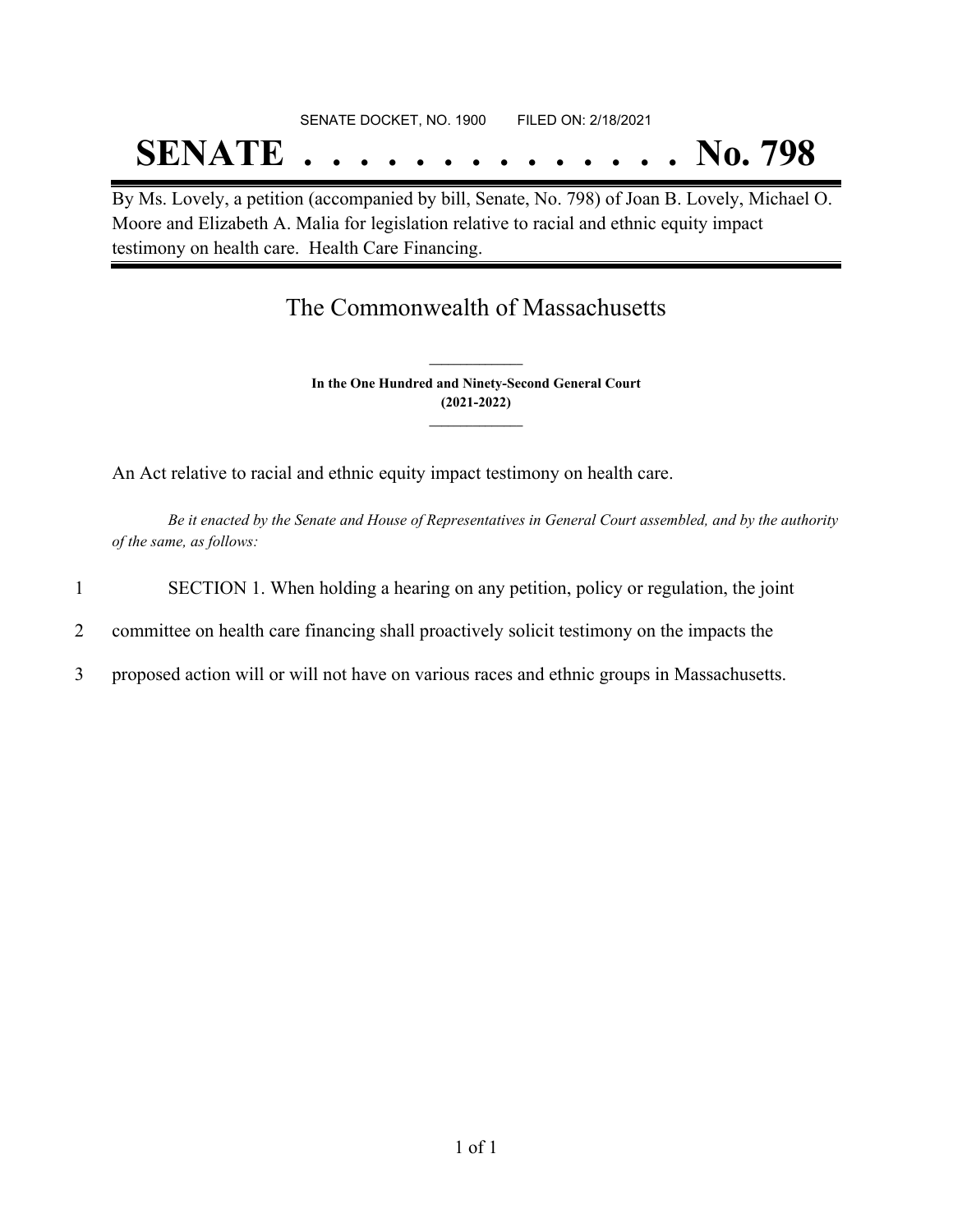SENATE DOCKET, NO. 1900 FILED ON: 2/18/2021

# SENATE . . . . . . . . . . . . . . No. 798

By Ms. Lovely, a petition (accompanied by bill, Senate, No. 798) of Joan B. Lovely, Michael O. Moore and Elizabeth A. Malia for legislation relative to racial and ethnic equity impact testimony on health care. Health Care Financing.

## The Commonwealth of Massachusetts

**In the One Hundred and Ninety-Second General Court**
**(2021-2022)**

An Act relative to racial and ethnic equity impact testimony on health care.

*Be it enacted by the Senate and House of Representatives in General Court assembled, and by the authority of the same, as follows:*

1 SECTION 1. When holding a hearing on any petition, policy or regulation, the joint
2 committee on health care financing shall proactively solicit testimony on the impacts the
3 proposed action will or will not have on various races and ethnic groups in Massachusetts.